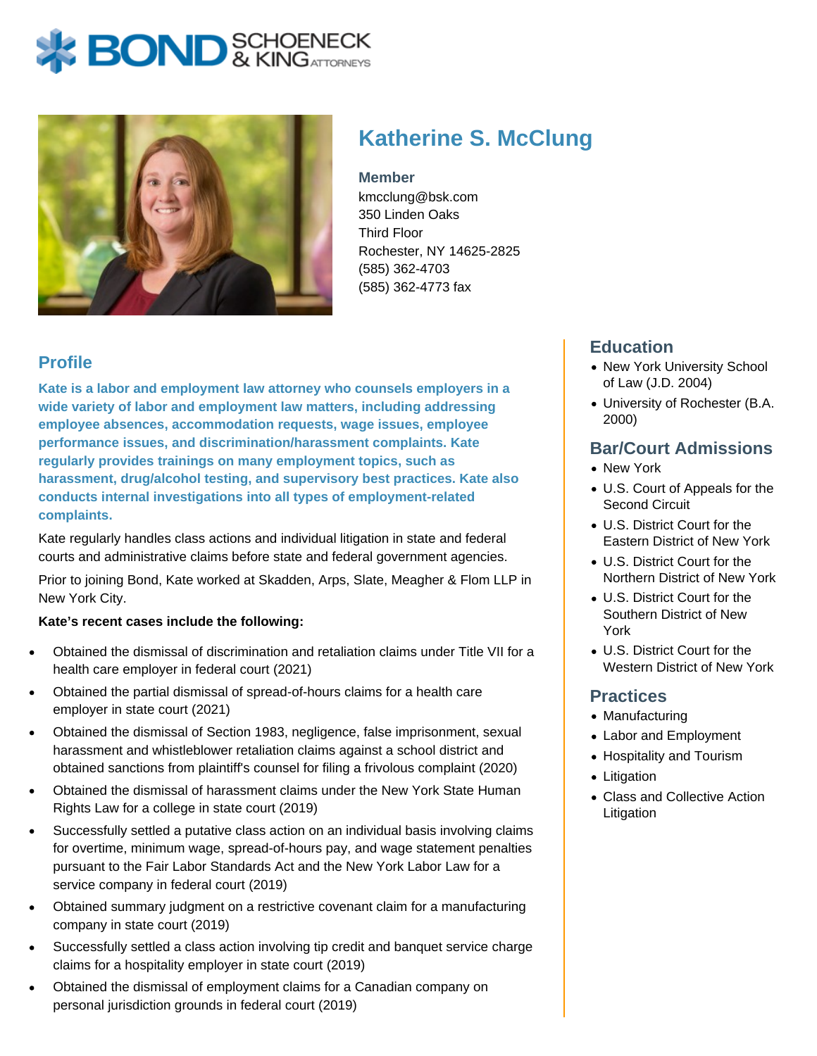# Katherine S. McClung

**Member**

kmcclung@bsk.com
350 Linden Oaks
Third Floor
Rochester, NY 14625-2825
(585) 362-4703
(585) 362-4773 fax

## Profile

**Kate is a labor and employment law attorney who counsels employers in a wide variety of labor and employment law matters, including addressing employee absences, accommodation requests, wage issues, employee performance issues, and discrimination/harassment complaints. Kate regularly provides trainings on many employment topics, such as harassment, drug/alcohol testing, and supervisory best practices. Kate also conducts internal investigations into all types of employment-related complaints.**

Kate regularly handles class actions and individual litigation in state and federal courts and administrative claims before state and federal government agencies.

Prior to joining Bond, Kate worked at Skadden, Arps, Slate, Meagher & Flom LLP in New York City.

**Kate's recent cases include the following:**

- Obtained the dismissal of discrimination and retaliation claims under Title VII for a health care employer in federal court (2021)
- Obtained the partial dismissal of spread-of-hours claims for a health care employer in state court (2021)
- Obtained the dismissal of Section 1983, negligence, false imprisonment, sexual harassment and whistleblower retaliation claims against a school district and obtained sanctions from plaintiff's counsel for filing a frivolous complaint (2020)
- Obtained the dismissal of harassment claims under the New York State Human Rights Law for a college in state court (2019)
- Successfully settled a putative class action on an individual basis involving claims for overtime, minimum wage, spread-of-hours pay, and wage statement penalties pursuant to the Fair Labor Standards Act and the New York Labor Law for a service company in federal court (2019)
- Obtained summary judgment on a restrictive covenant claim for a manufacturing company in state court (2019)
- Successfully settled a class action involving tip credit and banquet service charge claims for a hospitality employer in state court (2019)
- Obtained the dismissal of employment claims for a Canadian company on personal jurisdiction grounds in federal court (2019)

## Education

- New York University School of Law (J.D. 2004)
- University of Rochester (B.A. 2000)

## Bar/Court Admissions

- New York
- U.S. Court of Appeals for the Second Circuit
- U.S. District Court for the Eastern District of New York
- U.S. District Court for the Northern District of New York
- U.S. District Court for the Southern District of New York
- U.S. District Court for the Western District of New York

## Practices

- Manufacturing
- Labor and Employment
- Hospitality and Tourism
- Litigation
- Class and Collective Action Litigation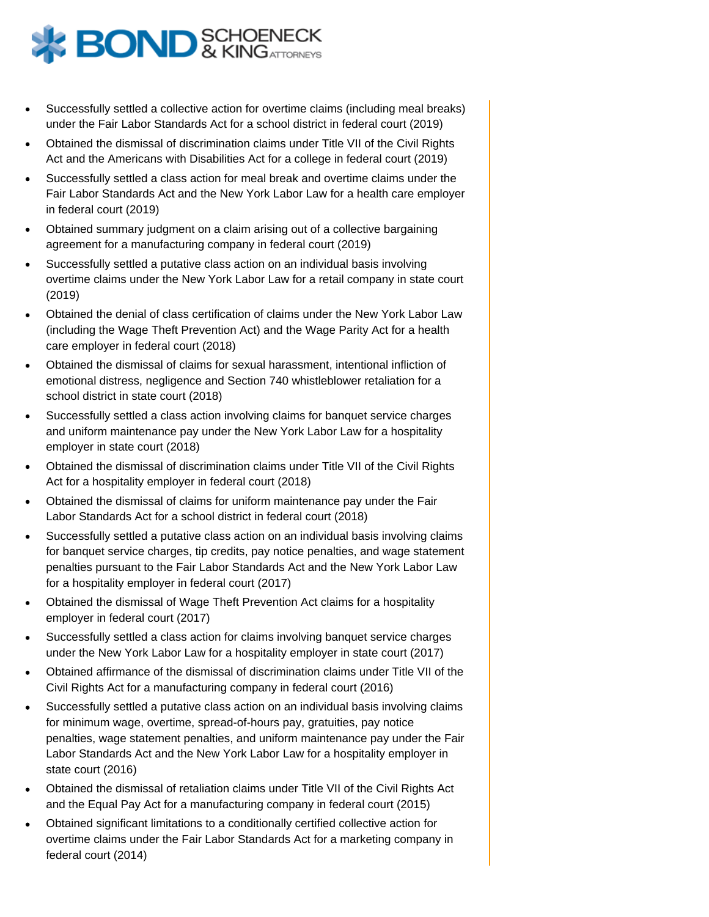- Successfully settled a collective action for overtime claims (including meal breaks) under the Fair Labor Standards Act for a school district in federal court (2019)
- Obtained the dismissal of discrimination claims under Title VII of the Civil Rights Act and the Americans with Disabilities Act for a college in federal court (2019)
- Successfully settled a class action for meal break and overtime claims under the Fair Labor Standards Act and the New York Labor Law for a health care employer in federal court (2019)
- Obtained summary judgment on a claim arising out of a collective bargaining agreement for a manufacturing company in federal court (2019)
- Successfully settled a putative class action on an individual basis involving overtime claims under the New York Labor Law for a retail company in state court (2019)
- Obtained the denial of class certification of claims under the New York Labor Law (including the Wage Theft Prevention Act) and the Wage Parity Act for a health care employer in federal court (2018)
- Obtained the dismissal of claims for sexual harassment, intentional infliction of emotional distress, negligence and Section 740 whistleblower retaliation for a school district in state court (2018)
- Successfully settled a class action involving claims for banquet service charges and uniform maintenance pay under the New York Labor Law for a hospitality employer in state court (2018)
- Obtained the dismissal of discrimination claims under Title VII of the Civil Rights Act for a hospitality employer in federal court (2018)
- Obtained the dismissal of claims for uniform maintenance pay under the Fair Labor Standards Act for a school district in federal court (2018)
- Successfully settled a putative class action on an individual basis involving claims for banquet service charges, tip credits, pay notice penalties, and wage statement penalties pursuant to the Fair Labor Standards Act and the New York Labor Law for a hospitality employer in federal court (2017)
- Obtained the dismissal of Wage Theft Prevention Act claims for a hospitality employer in federal court (2017)
- Successfully settled a class action for claims involving banquet service charges under the New York Labor Law for a hospitality employer in state court (2017)
- Obtained affirmance of the dismissal of discrimination claims under Title VII of the Civil Rights Act for a manufacturing company in federal court (2016)
- Successfully settled a putative class action on an individual basis involving claims for minimum wage, overtime, spread-of-hours pay, gratuities, pay notice penalties, wage statement penalties, and uniform maintenance pay under the Fair Labor Standards Act and the New York Labor Law for a hospitality employer in state court (2016)
- Obtained the dismissal of retaliation claims under Title VII of the Civil Rights Act and the Equal Pay Act for a manufacturing company in federal court (2015)
- Obtained significant limitations to a conditionally certified collective action for overtime claims under the Fair Labor Standards Act for a marketing company in federal court (2014)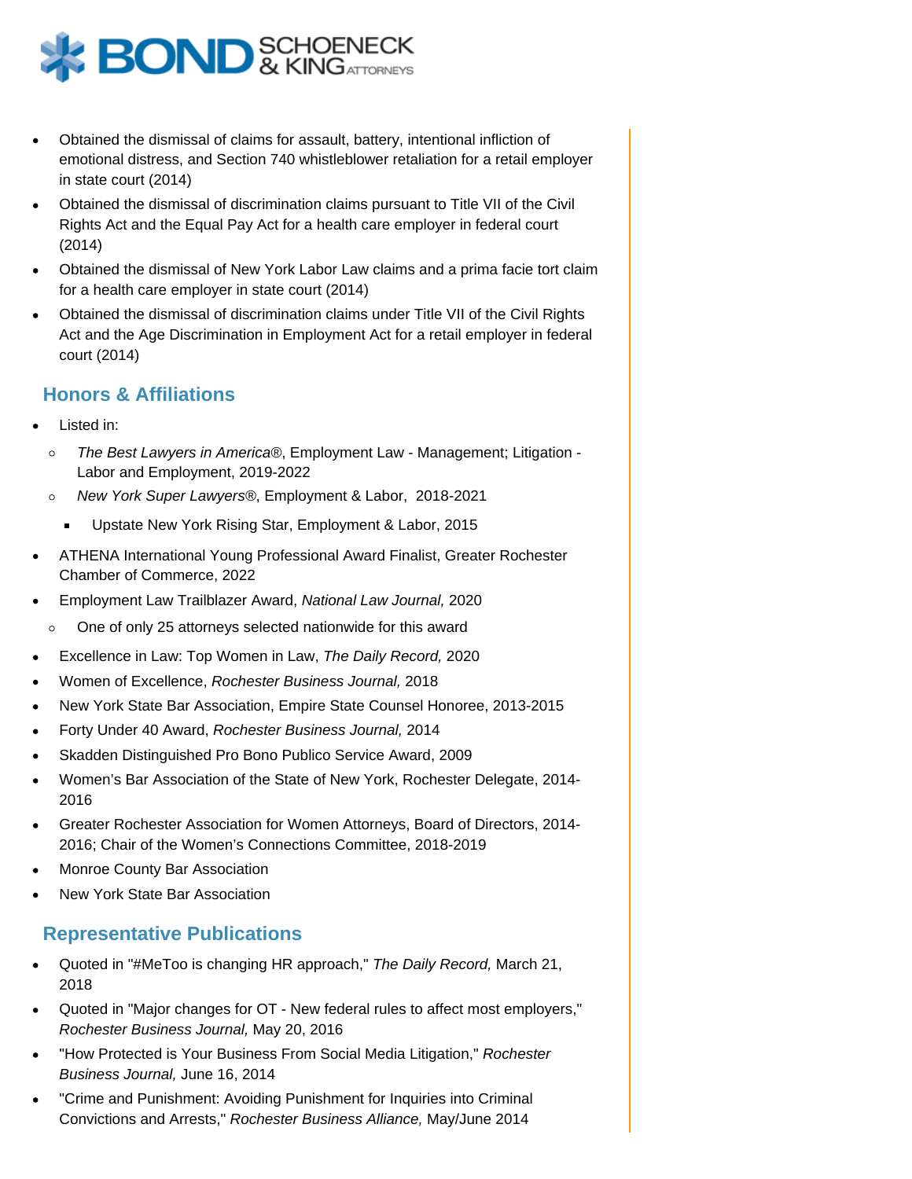- Obtained the dismissal of claims for assault, battery, intentional infliction of emotional distress, and Section 740 whistleblower retaliation for a retail employer in state court (2014)
- Obtained the dismissal of discrimination claims pursuant to Title VII of the Civil Rights Act and the Equal Pay Act for a health care employer in federal court (2014)
- Obtained the dismissal of New York Labor Law claims and a prima facie tort claim for a health care employer in state court (2014)
- Obtained the dismissal of discrimination claims under Title VII of the Civil Rights Act and the Age Discrimination in Employment Act for a retail employer in federal court (2014)

## Honors & Affiliations

- Listed in:
  - *The Best Lawyers in America*®, Employment Law - Management; Litigation - Labor and Employment, 2019-2022
  - *New York Super Lawyers*®, Employment & Labor, 2018-2021
    - Upstate New York Rising Star, Employment & Labor, 2015
- ATHENA International Young Professional Award Finalist, Greater Rochester Chamber of Commerce, 2022
- Employment Law Trailblazer Award, *National Law Journal,* 2020
  - One of only 25 attorneys selected nationwide for this award
- Excellence in Law: Top Women in Law, *The Daily Record,* 2020
- Women of Excellence, *Rochester Business Journal,* 2018
- New York State Bar Association, Empire State Counsel Honoree, 2013-2015
- Forty Under 40 Award, *Rochester Business Journal,* 2014
- Skadden Distinguished Pro Bono Publico Service Award, 2009
- Women's Bar Association of the State of New York, Rochester Delegate, 2014-2016
- Greater Rochester Association for Women Attorneys, Board of Directors, 2014-2016; Chair of the Women's Connections Committee, 2018-2019
- Monroe County Bar Association
- New York State Bar Association

## Representative Publications

- Quoted in "#MeToo is changing HR approach," *The Daily Record,* March 21, 2018
- Quoted in "Major changes for OT - New federal rules to affect most employers," *Rochester Business Journal,* May 20, 2016
- "How Protected is Your Business From Social Media Litigation," *Rochester Business Journal,* June 16, 2014
- "Crime and Punishment: Avoiding Punishment for Inquiries into Criminal Convictions and Arrests," *Rochester Business Alliance,* May/June 2014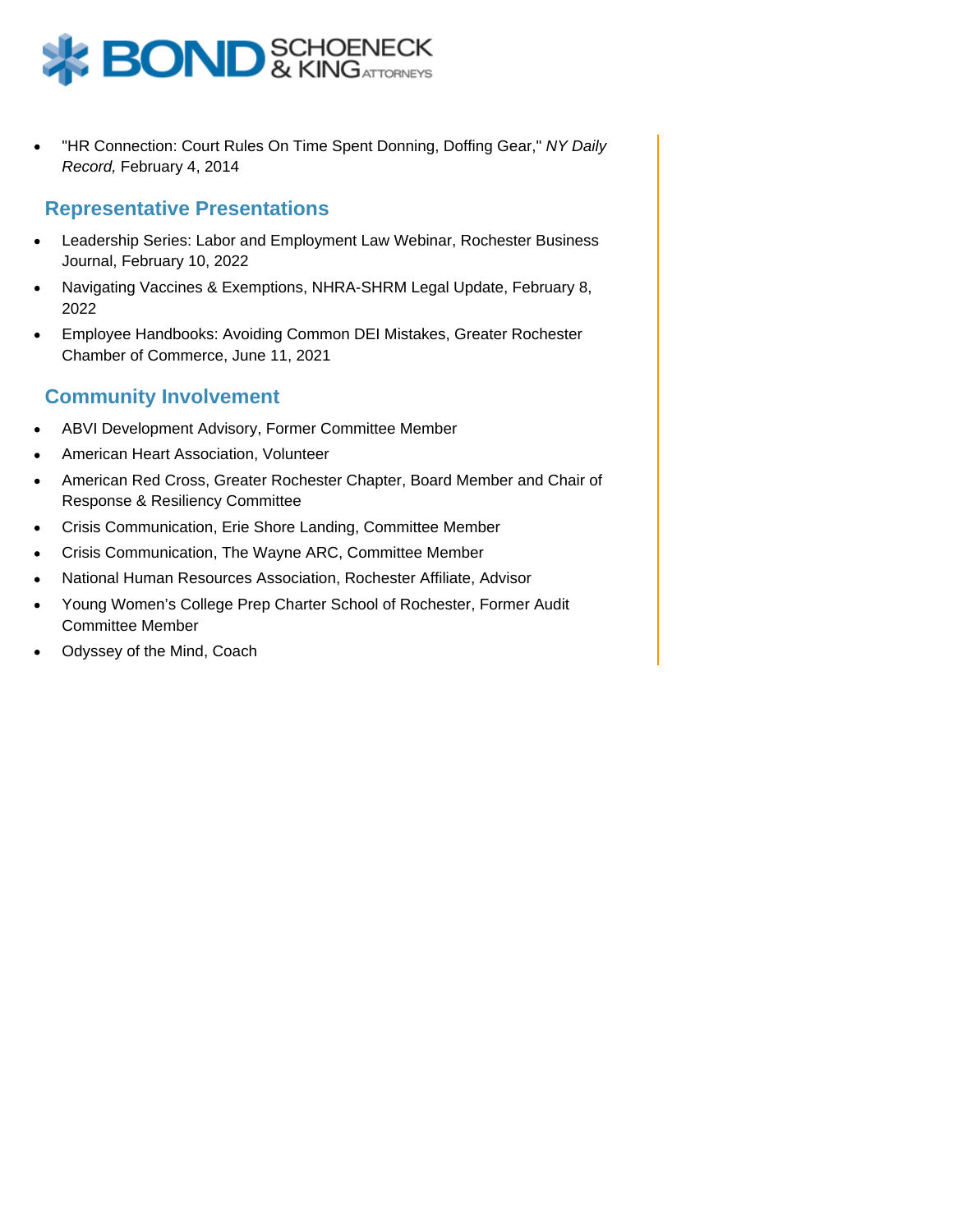- "HR Connection: Court Rules On Time Spent Donning, Doffing Gear," *NY Daily Record,* February 4, 2014

## Representative Presentations

- Leadership Series: Labor and Employment Law Webinar, Rochester Business Journal, February 10, 2022
- Navigating Vaccines & Exemptions, NHRA-SHRM Legal Update, February 8, 2022
- Employee Handbooks: Avoiding Common DEI Mistakes, Greater Rochester Chamber of Commerce, June 11, 2021

## Community Involvement

- ABVI Development Advisory, Former Committee Member
- American Heart Association, Volunteer
- American Red Cross, Greater Rochester Chapter, Board Member and Chair of Response & Resiliency Committee
- Crisis Communication, Erie Shore Landing, Committee Member
- Crisis Communication, The Wayne ARC, Committee Member
- National Human Resources Association, Rochester Affiliate, Advisor
- Young Women's College Prep Charter School of Rochester, Former Audit Committee Member
- Odyssey of the Mind, Coach